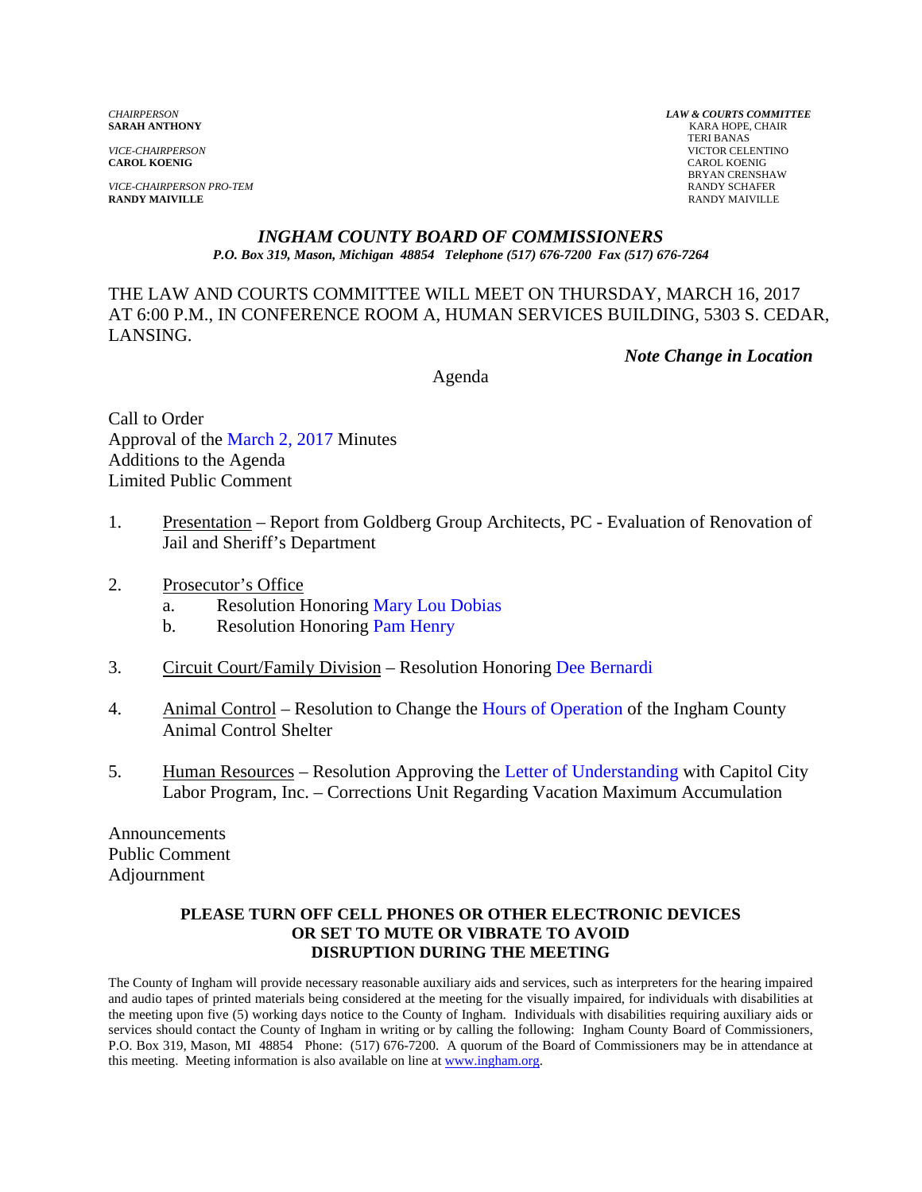*CHAIRPERSON*
**SARAH ANTHONY**

*VICE-CHAIRPERSON*
**CAROL KOENIG**

*VICE-CHAIRPERSON PRO-TEM*
**RANDY MAIVILLE**

***LAW & COURTS COMMITTEE***
KARA HOPE, CHAIR
TERI BANAS
VICTOR CELENTINO
CAROL KOENIG
BRYAN CRENSHAW
RANDY SCHAFER
RANDY MAIVILLE

## *INGHAM COUNTY BOARD OF COMMISSIONERS*

***P.O. Box 319, Mason, Michigan 48854 Telephone (517) 676-7200 Fax (517) 676-7264***

THE LAW AND COURTS COMMITTEE WILL MEET ON THURSDAY, MARCH 16, 2017 AT 6:00 P.M., IN CONFERENCE ROOM A, HUMAN SERVICES BUILDING, 5303 S. CEDAR, LANSING.

***Note Change in Location***

Agenda

Call to Order
Approval of the March 2, 2017 Minutes
Additions to the Agenda
Limited Public Comment

1. Presentation – Report from Goldberg Group Architects, PC - Evaluation of Renovation of Jail and Sheriff's Department

2. Prosecutor's Office
   a. Resolution Honoring Mary Lou Dobias
   b. Resolution Honoring Pam Henry

3. Circuit Court/Family Division – Resolution Honoring Dee Bernardi

4. Animal Control – Resolution to Change the Hours of Operation of the Ingham County Animal Control Shelter

5. Human Resources – Resolution Approving the Letter of Understanding with Capitol City Labor Program, Inc. – Corrections Unit Regarding Vacation Maximum Accumulation

Announcements
Public Comment
Adjournment

**PLEASE TURN OFF CELL PHONES OR OTHER ELECTRONIC DEVICES OR SET TO MUTE OR VIBRATE TO AVOID DISRUPTION DURING THE MEETING**

The County of Ingham will provide necessary reasonable auxiliary aids and services, such as interpreters for the hearing impaired and audio tapes of printed materials being considered at the meeting for the visually impaired, for individuals with disabilities at the meeting upon five (5) working days notice to the County of Ingham. Individuals with disabilities requiring auxiliary aids or services should contact the County of Ingham in writing or by calling the following: Ingham County Board of Commissioners, P.O. Box 319, Mason, MI 48854 Phone: (517) 676-7200. A quorum of the Board of Commissioners may be in attendance at this meeting. Meeting information is also available on line at www.ingham.org.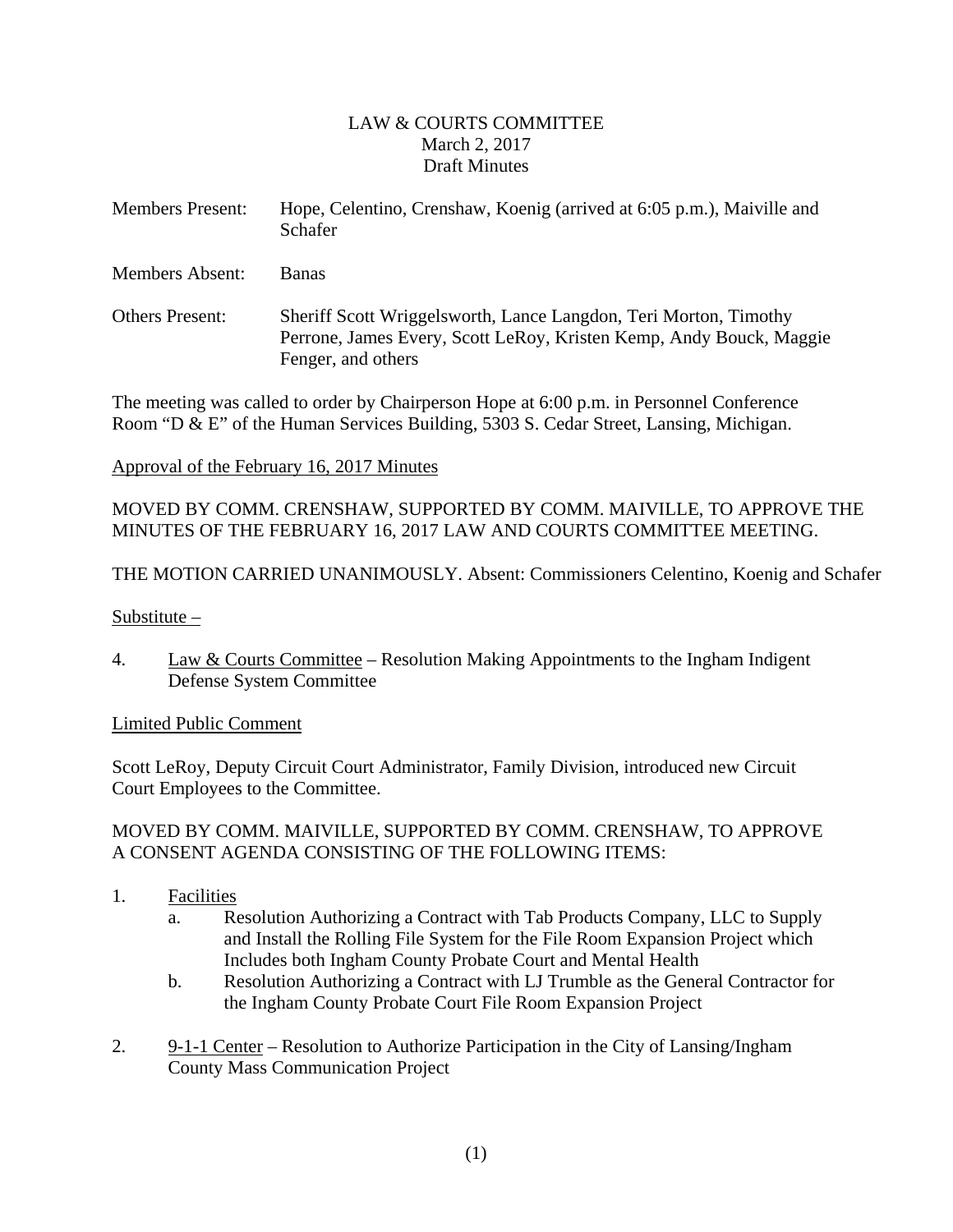LAW & COURTS COMMITTEE
March 2, 2017
Draft Minutes

| | |
|---|---|
| Members Present: | Hope, Celentino, Crenshaw, Koenig (arrived at 6:05 p.m.), Maiville and Schafer |
| Members Absent: | Banas |
| Others Present: | Sheriff Scott Wriggelsworth, Lance Langdon, Teri Morton, Timothy Perrone, James Every, Scott LeRoy, Kristen Kemp, Andy Bouck, Maggie Fenger, and others |

The meeting was called to order by Chairperson Hope at 6:00 p.m. in Personnel Conference Room "D & E" of the Human Services Building, 5303 S. Cedar Street, Lansing, Michigan.

Approval of the February 16, 2017 Minutes

MOVED BY COMM. CRENSHAW, SUPPORTED BY COMM. MAIVILLE, TO APPROVE THE MINUTES OF THE FEBRUARY 16, 2017 LAW AND COURTS COMMITTEE MEETING.

THE MOTION CARRIED UNANIMOUSLY. Absent: Commissioners Celentino, Koenig and Schafer

Substitute –

4. Law & Courts Committee – Resolution Making Appointments to the Ingham Indigent Defense System Committee

Limited Public Comment

Scott LeRoy, Deputy Circuit Court Administrator, Family Division, introduced new Circuit Court Employees to the Committee.

MOVED BY COMM. MAIVILLE, SUPPORTED BY COMM. CRENSHAW, TO APPROVE A CONSENT AGENDA CONSISTING OF THE FOLLOWING ITEMS:

1. Facilities
   a. Resolution Authorizing a Contract with Tab Products Company, LLC to Supply and Install the Rolling File System for the File Room Expansion Project which Includes both Ingham County Probate Court and Mental Health
   b. Resolution Authorizing a Contract with LJ Trumble as the General Contractor for the Ingham County Probate Court File Room Expansion Project

2. 9-1-1 Center – Resolution to Authorize Participation in the City of Lansing/Ingham County Mass Communication Project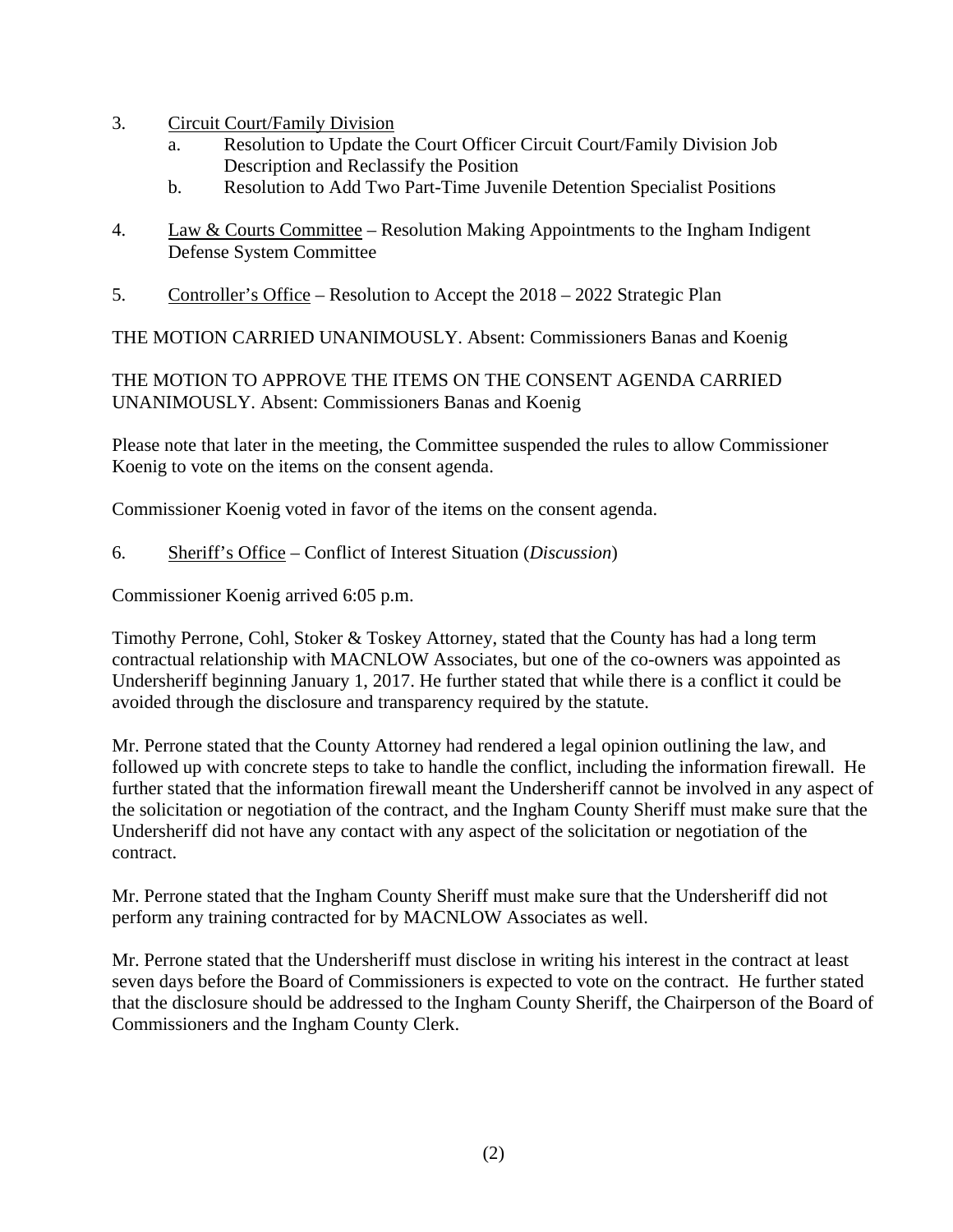3. <u>Circuit Court/Family Division</u>
    a. Resolution to Update the Court Officer Circuit Court/Family Division Job Description and Reclassify the Position
    b. Resolution to Add Two Part-Time Juvenile Detention Specialist Positions

4. <u>Law & Courts Committee</u> – Resolution Making Appointments to the Ingham Indigent Defense System Committee

5. <u>Controller's Office</u> – Resolution to Accept the 2018 – 2022 Strategic Plan

THE MOTION CARRIED UNANIMOUSLY. Absent: Commissioners Banas and Koenig

THE MOTION TO APPROVE THE ITEMS ON THE CONSENT AGENDA CARRIED UNANIMOUSLY. Absent: Commissioners Banas and Koenig

Please note that later in the meeting, the Committee suspended the rules to allow Commissioner Koenig to vote on the items on the consent agenda.

Commissioner Koenig voted in favor of the items on the consent agenda.

6. <u>Sheriff's Office</u> – Conflict of Interest Situation (*Discussion*)

Commissioner Koenig arrived 6:05 p.m.

Timothy Perrone, Cohl, Stoker & Toskey Attorney, stated that the County has had a long term contractual relationship with MACNLOW Associates, but one of the co-owners was appointed as Undersheriff beginning January 1, 2017. He further stated that while there is a conflict it could be avoided through the disclosure and transparency required by the statute.

Mr. Perrone stated that the County Attorney had rendered a legal opinion outlining the law, and followed up with concrete steps to take to handle the conflict, including the information firewall. He further stated that the information firewall meant the Undersheriff cannot be involved in any aspect of the solicitation or negotiation of the contract, and the Ingham County Sheriff must make sure that the Undersheriff did not have any contact with any aspect of the solicitation or negotiation of the contract.

Mr. Perrone stated that the Ingham County Sheriff must make sure that the Undersheriff did not perform any training contracted for by MACNLOW Associates as well.

Mr. Perrone stated that the Undersheriff must disclose in writing his interest in the contract at least seven days before the Board of Commissioners is expected to vote on the contract. He further stated that the disclosure should be addressed to the Ingham County Sheriff, the Chairperson of the Board of Commissioners and the Ingham County Clerk.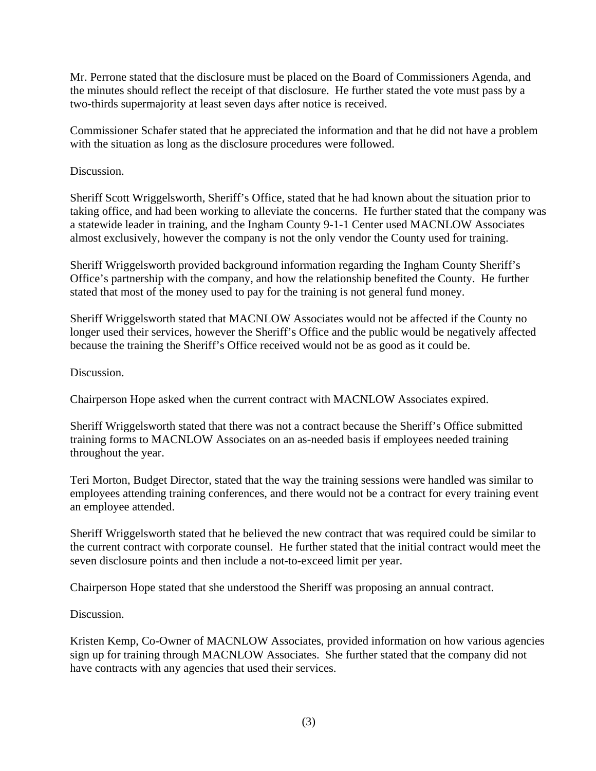Mr. Perrone stated that the disclosure must be placed on the Board of Commissioners Agenda, and the minutes should reflect the receipt of that disclosure. He further stated the vote must pass by a two-thirds supermajority at least seven days after notice is received.

Commissioner Schafer stated that he appreciated the information and that he did not have a problem with the situation as long as the disclosure procedures were followed.

Discussion.

Sheriff Scott Wriggelsworth, Sheriff's Office, stated that he had known about the situation prior to taking office, and had been working to alleviate the concerns. He further stated that the company was a statewide leader in training, and the Ingham County 9-1-1 Center used MACNLOW Associates almost exclusively, however the company is not the only vendor the County used for training.

Sheriff Wriggelsworth provided background information regarding the Ingham County Sheriff's Office's partnership with the company, and how the relationship benefited the County. He further stated that most of the money used to pay for the training is not general fund money.

Sheriff Wriggelsworth stated that MACNLOW Associates would not be affected if the County no longer used their services, however the Sheriff's Office and the public would be negatively affected because the training the Sheriff's Office received would not be as good as it could be.

Discussion.

Chairperson Hope asked when the current contract with MACNLOW Associates expired.

Sheriff Wriggelsworth stated that there was not a contract because the Sheriff's Office submitted training forms to MACNLOW Associates on an as-needed basis if employees needed training throughout the year.

Teri Morton, Budget Director, stated that the way the training sessions were handled was similar to employees attending training conferences, and there would not be a contract for every training event an employee attended.

Sheriff Wriggelsworth stated that he believed the new contract that was required could be similar to the current contract with corporate counsel. He further stated that the initial contract would meet the seven disclosure points and then include a not-to-exceed limit per year.

Chairperson Hope stated that she understood the Sheriff was proposing an annual contract.

Discussion.

Kristen Kemp, Co-Owner of MACNLOW Associates, provided information on how various agencies sign up for training through MACNLOW Associates. She further stated that the company did not have contracts with any agencies that used their services.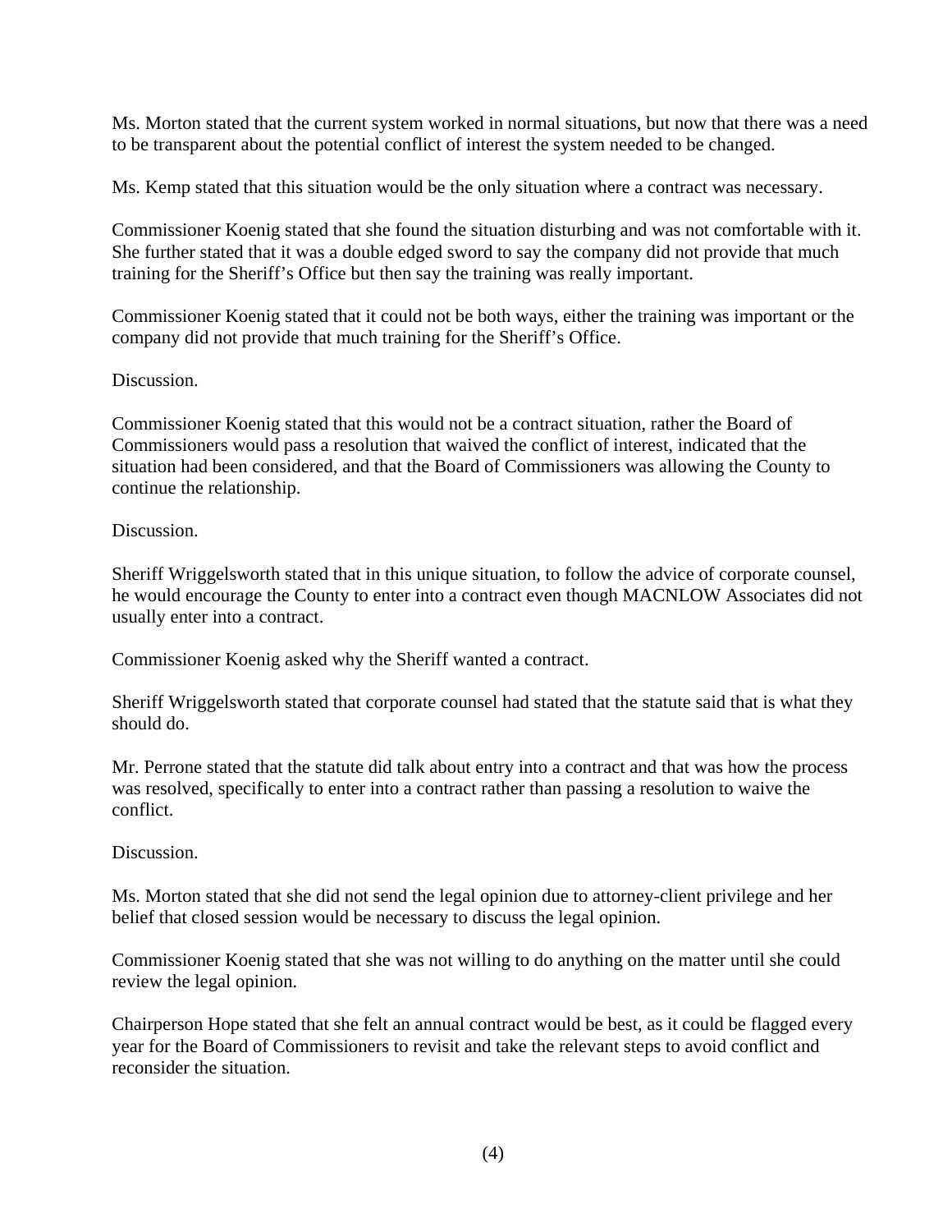Ms. Morton stated that the current system worked in normal situations, but now that there was a need to be transparent about the potential conflict of interest the system needed to be changed.

Ms. Kemp stated that this situation would be the only situation where a contract was necessary.

Commissioner Koenig stated that she found the situation disturbing and was not comfortable with it. She further stated that it was a double edged sword to say the company did not provide that much training for the Sheriff's Office but then say the training was really important.

Commissioner Koenig stated that it could not be both ways, either the training was important or the company did not provide that much training for the Sheriff's Office.

Discussion.

Commissioner Koenig stated that this would not be a contract situation, rather the Board of Commissioners would pass a resolution that waived the conflict of interest, indicated that the situation had been considered, and that the Board of Commissioners was allowing the County to continue the relationship.

Discussion.

Sheriff Wriggelsworth stated that in this unique situation, to follow the advice of corporate counsel, he would encourage the County to enter into a contract even though MACNLOW Associates did not usually enter into a contract.

Commissioner Koenig asked why the Sheriff wanted a contract.

Sheriff Wriggelsworth stated that corporate counsel had stated that the statute said that is what they should do.

Mr. Perrone stated that the statute did talk about entry into a contract and that was how the process was resolved, specifically to enter into a contract rather than passing a resolution to waive the conflict.

Discussion.

Ms. Morton stated that she did not send the legal opinion due to attorney-client privilege and her belief that closed session would be necessary to discuss the legal opinion.

Commissioner Koenig stated that she was not willing to do anything on the matter until she could review the legal opinion.

Chairperson Hope stated that she felt an annual contract would be best, as it could be flagged every year for the Board of Commissioners to revisit and take the relevant steps to avoid conflict and reconsider the situation.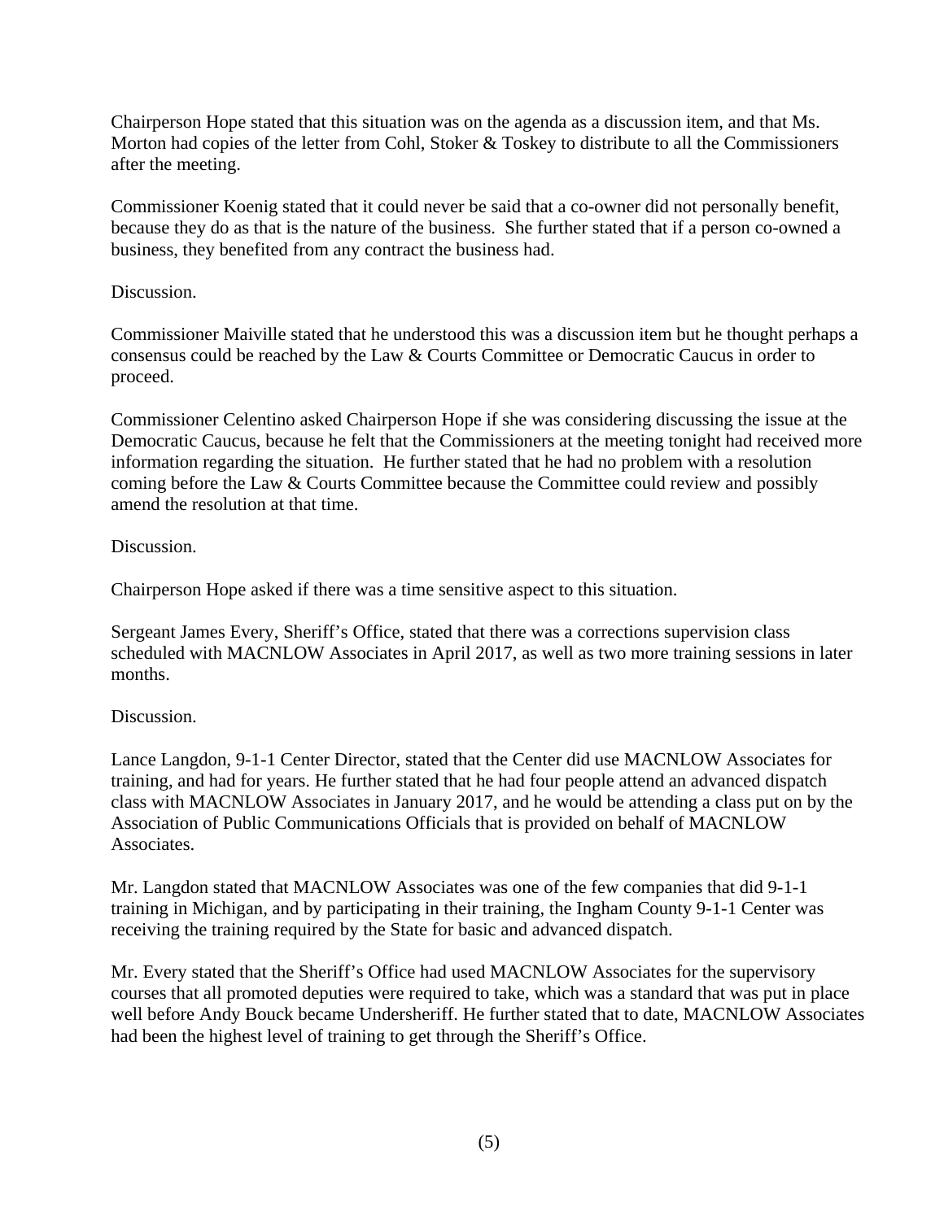Chairperson Hope stated that this situation was on the agenda as a discussion item, and that Ms. Morton had copies of the letter from Cohl, Stoker & Toskey to distribute to all the Commissioners after the meeting.

Commissioner Koenig stated that it could never be said that a co-owner did not personally benefit, because they do as that is the nature of the business.  She further stated that if a person co-owned a business, they benefited from any contract the business had.

Discussion.

Commissioner Maiville stated that he understood this was a discussion item but he thought perhaps a consensus could be reached by the Law & Courts Committee or Democratic Caucus in order to proceed.

Commissioner Celentino asked Chairperson Hope if she was considering discussing the issue at the Democratic Caucus, because he felt that the Commissioners at the meeting tonight had received more information regarding the situation.  He further stated that he had no problem with a resolution coming before the Law & Courts Committee because the Committee could review and possibly amend the resolution at that time.

Discussion.

Chairperson Hope asked if there was a time sensitive aspect to this situation.

Sergeant James Every, Sheriff's Office, stated that there was a corrections supervision class scheduled with MACNLOW Associates in April 2017, as well as two more training sessions in later months.

Discussion.

Lance Langdon, 9-1-1 Center Director, stated that the Center did use MACNLOW Associates for training, and had for years. He further stated that he had four people attend an advanced dispatch class with MACNLOW Associates in January 2017, and he would be attending a class put on by the Association of Public Communications Officials that is provided on behalf of MACNLOW Associates.

Mr. Langdon stated that MACNLOW Associates was one of the few companies that did 9-1-1 training in Michigan, and by participating in their training, the Ingham County 9-1-1 Center was receiving the training required by the State for basic and advanced dispatch.

Mr. Every stated that the Sheriff's Office had used MACNLOW Associates for the supervisory courses that all promoted deputies were required to take, which was a standard that was put in place well before Andy Bouck became Undersheriff. He further stated that to date, MACNLOW Associates had been the highest level of training to get through the Sheriff's Office.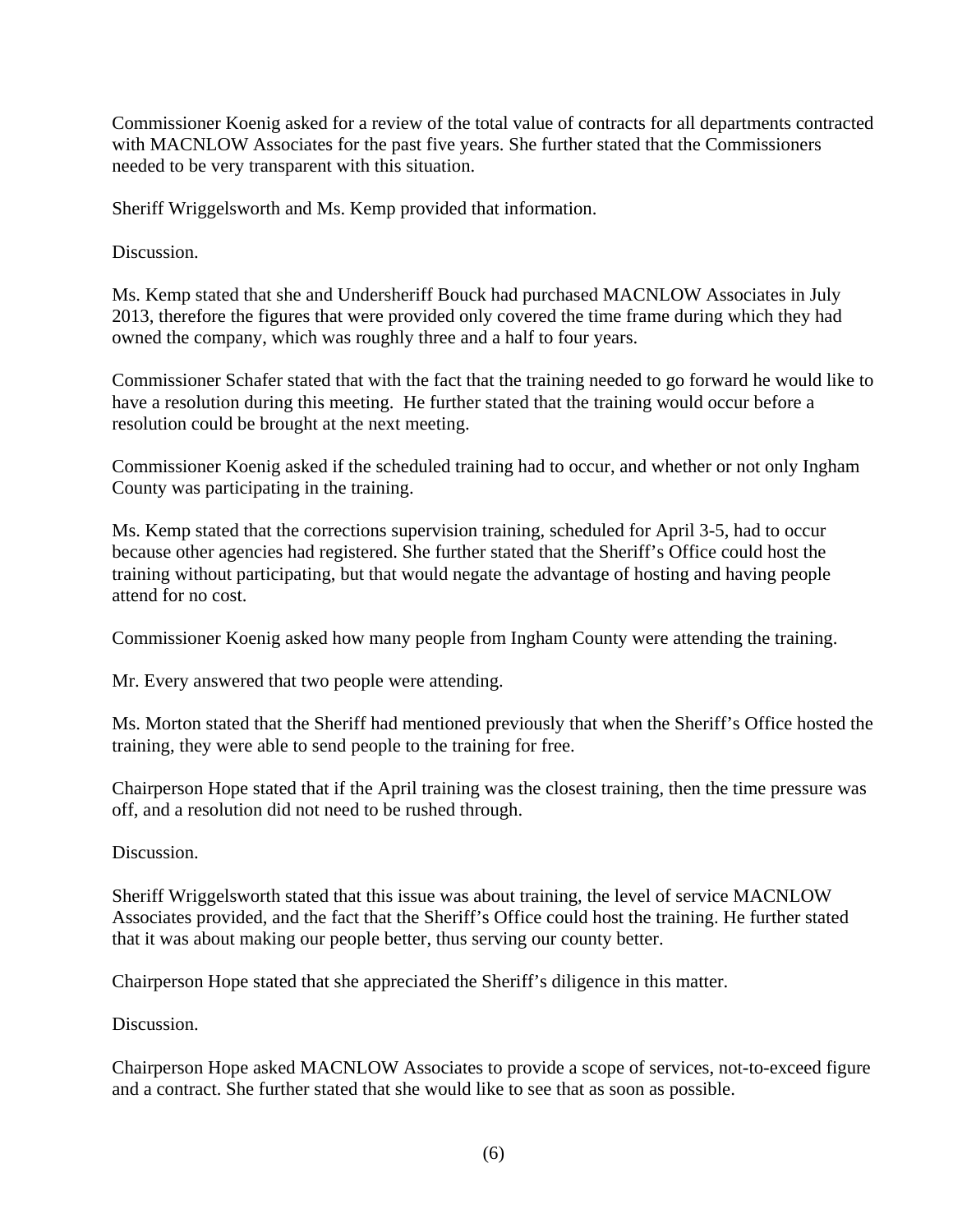Commissioner Koenig asked for a review of the total value of contracts for all departments contracted with MACNLOW Associates for the past five years. She further stated that the Commissioners needed to be very transparent with this situation.

Sheriff Wriggelsworth and Ms. Kemp provided that information.

Discussion.

Ms. Kemp stated that she and Undersheriff Bouck had purchased MACNLOW Associates in July 2013, therefore the figures that were provided only covered the time frame during which they had owned the company, which was roughly three and a half to four years.

Commissioner Schafer stated that with the fact that the training needed to go forward he would like to have a resolution during this meeting. He further stated that the training would occur before a resolution could be brought at the next meeting.

Commissioner Koenig asked if the scheduled training had to occur, and whether or not only Ingham County was participating in the training.

Ms. Kemp stated that the corrections supervision training, scheduled for April 3-5, had to occur because other agencies had registered. She further stated that the Sheriff's Office could host the training without participating, but that would negate the advantage of hosting and having people attend for no cost.

Commissioner Koenig asked how many people from Ingham County were attending the training.

Mr. Every answered that two people were attending.

Ms. Morton stated that the Sheriff had mentioned previously that when the Sheriff's Office hosted the training, they were able to send people to the training for free.

Chairperson Hope stated that if the April training was the closest training, then the time pressure was off, and a resolution did not need to be rushed through.

Discussion.

Sheriff Wriggelsworth stated that this issue was about training, the level of service MACNLOW Associates provided, and the fact that the Sheriff's Office could host the training. He further stated that it was about making our people better, thus serving our county better.

Chairperson Hope stated that she appreciated the Sheriff's diligence in this matter.

Discussion.

Chairperson Hope asked MACNLOW Associates to provide a scope of services, not-to-exceed figure and a contract. She further stated that she would like to see that as soon as possible.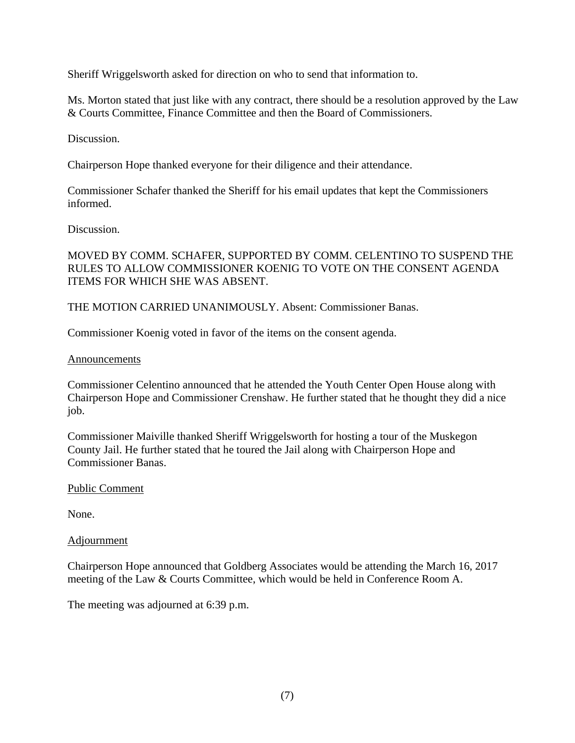Sheriff Wriggelsworth asked for direction on who to send that information to.

Ms. Morton stated that just like with any contract, there should be a resolution approved by the Law & Courts Committee, Finance Committee and then the Board of Commissioners.

Discussion.

Chairperson Hope thanked everyone for their diligence and their attendance.

Commissioner Schafer thanked the Sheriff for his email updates that kept the Commissioners informed.

Discussion.

MOVED BY COMM. SCHAFER, SUPPORTED BY COMM. CELENTINO TO SUSPEND THE RULES TO ALLOW COMMISSIONER KOENIG TO VOTE ON THE CONSENT AGENDA ITEMS FOR WHICH SHE WAS ABSENT.

THE MOTION CARRIED UNANIMOUSLY. Absent: Commissioner Banas.

Commissioner Koenig voted in favor of the items on the consent agenda.

Announcements

Commissioner Celentino announced that he attended the Youth Center Open House along with Chairperson Hope and Commissioner Crenshaw. He further stated that he thought they did a nice job.

Commissioner Maiville thanked Sheriff Wriggelsworth for hosting a tour of the Muskegon County Jail. He further stated that he toured the Jail along with Chairperson Hope and Commissioner Banas.

Public Comment

None.

Adjournment

Chairperson Hope announced that Goldberg Associates would be attending the March 16, 2017 meeting of the Law & Courts Committee, which would be held in Conference Room A.

The meeting was adjourned at 6:39 p.m.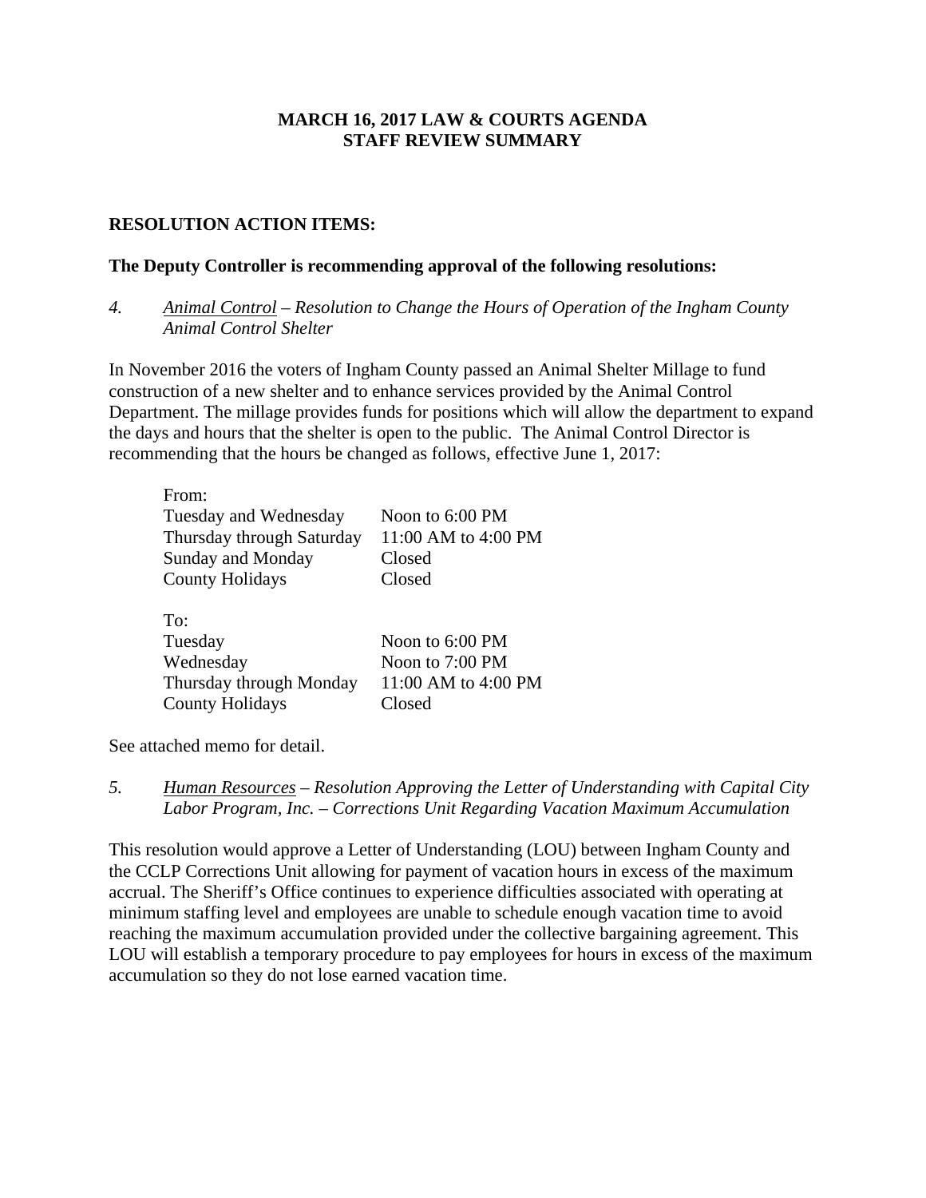**MARCH 16, 2017 LAW & COURTS AGENDA**
**STAFF REVIEW SUMMARY**

**RESOLUTION ACTION ITEMS:**

**The Deputy Controller is recommending approval of the following resolutions:**

4. *<u>Animal Control</u> – Resolution to Change the Hours of Operation of the Ingham County Animal Control Shelter*

In November 2016 the voters of Ingham County passed an Animal Shelter Millage to fund construction of a new shelter and to enhance services provided by the Animal Control Department. The millage provides funds for positions which will allow the department to expand the days and hours that the shelter is open to the public. The Animal Control Director is recommending that the hours be changed as follows, effective June 1, 2017:

From:

| | |
|---|---|
| Tuesday and Wednesday | Noon to 6:00 PM |
| Thursday through Saturday | 11:00 AM to 4:00 PM |
| Sunday and Monday | Closed |
| County Holidays | Closed |

To:

| | |
|---|---|
| Tuesday | Noon to 6:00 PM |
| Wednesday | Noon to 7:00 PM |
| Thursday through Monday | 11:00 AM to 4:00 PM |
| County Holidays | Closed |

See attached memo for detail.

5. *<u>Human Resources</u> – Resolution Approving the Letter of Understanding with Capital City Labor Program, Inc. – Corrections Unit Regarding Vacation Maximum Accumulation*

This resolution would approve a Letter of Understanding (LOU) between Ingham County and the CCLP Corrections Unit allowing for payment of vacation hours in excess of the maximum accrual. The Sheriff's Office continues to experience difficulties associated with operating at minimum staffing level and employees are unable to schedule enough vacation time to avoid reaching the maximum accumulation provided under the collective bargaining agreement. This LOU will establish a temporary procedure to pay employees for hours in excess of the maximum accumulation so they do not lose earned vacation time.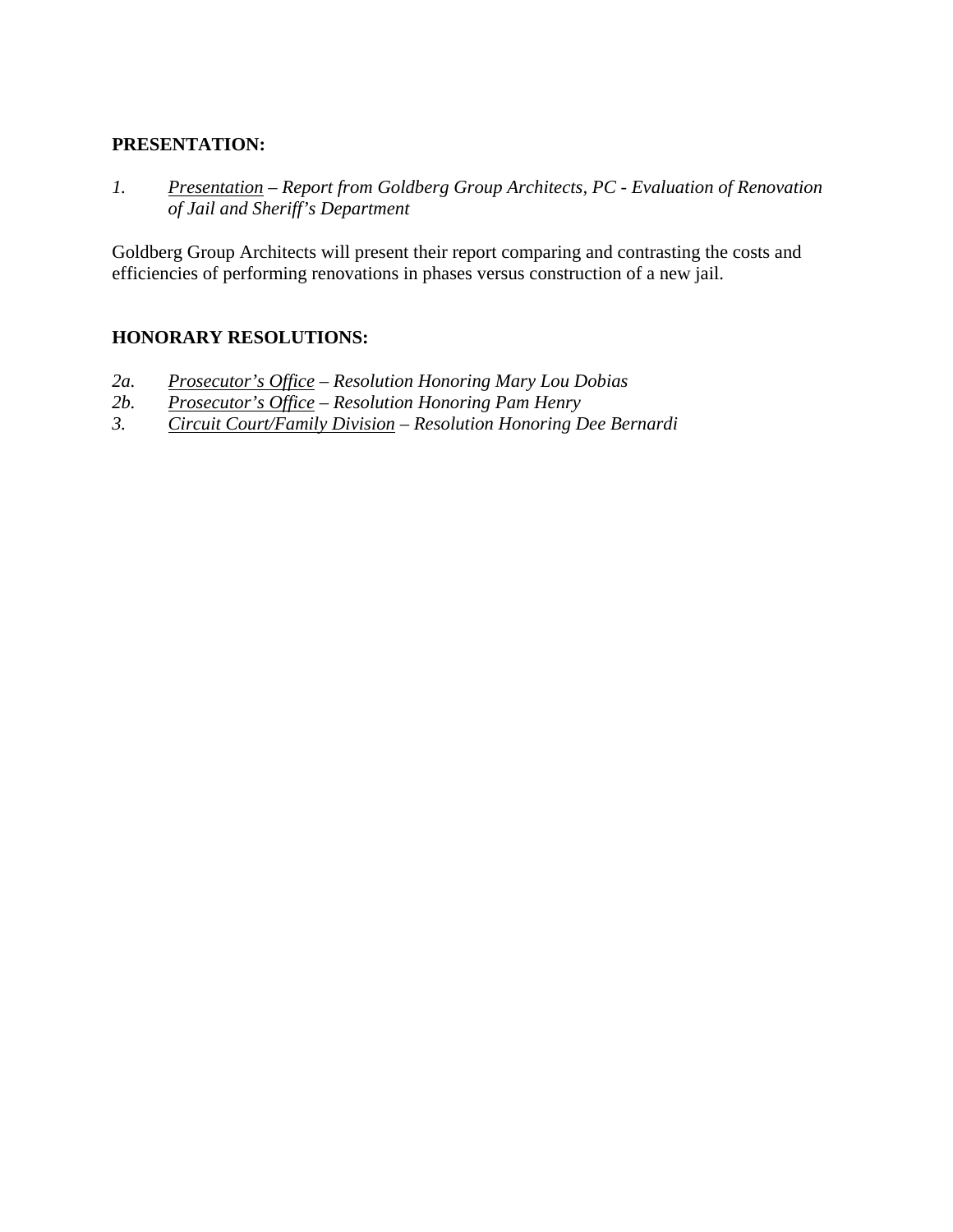**PRESENTATION:**

*1.* *Presentation – Report from Goldberg Group Architects, PC - Evaluation of Renovation of Jail and Sheriff's Department*

Goldberg Group Architects will present their report comparing and contrasting the costs and efficiencies of performing renovations in phases versus construction of a new jail.

**HONORARY RESOLUTIONS:**

*2a.* *Prosecutor's Office – Resolution Honoring Mary Lou Dobias*
*2b.* *Prosecutor's Office – Resolution Honoring Pam Henry*
*3.* *Circuit Court/Family Division – Resolution Honoring Dee Bernardi*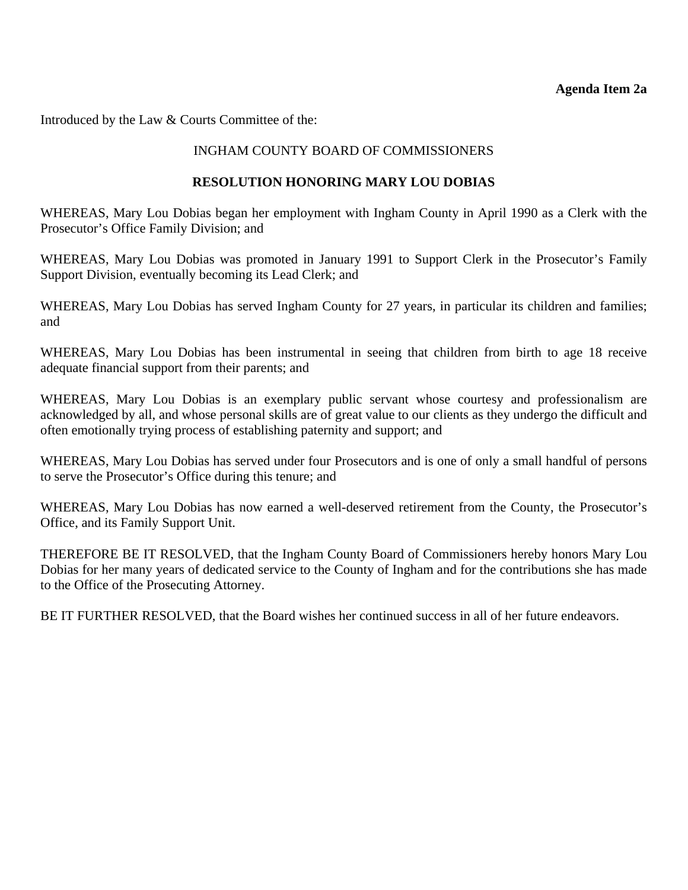**Agenda Item 2a**

Introduced by the Law & Courts Committee of the:

INGHAM COUNTY BOARD OF COMMISSIONERS

**RESOLUTION HONORING MARY LOU DOBIAS**

WHEREAS, Mary Lou Dobias began her employment with Ingham County in April 1990 as a Clerk with the Prosecutor's Office Family Division; and

WHEREAS, Mary Lou Dobias was promoted in January 1991 to Support Clerk in the Prosecutor's Family Support Division, eventually becoming its Lead Clerk; and

WHEREAS, Mary Lou Dobias has served Ingham County for 27 years, in particular its children and families; and

WHEREAS, Mary Lou Dobias has been instrumental in seeing that children from birth to age 18 receive adequate financial support from their parents; and

WHEREAS, Mary Lou Dobias is an exemplary public servant whose courtesy and professionalism are acknowledged by all, and whose personal skills are of great value to our clients as they undergo the difficult and often emotionally trying process of establishing paternity and support; and

WHEREAS, Mary Lou Dobias has served under four Prosecutors and is one of only a small handful of persons to serve the Prosecutor's Office during this tenure; and

WHEREAS, Mary Lou Dobias has now earned a well-deserved retirement from the County, the Prosecutor's Office, and its Family Support Unit.

THEREFORE BE IT RESOLVED, that the Ingham County Board of Commissioners hereby honors Mary Lou Dobias for her many years of dedicated service to the County of Ingham and for the contributions she has made to the Office of the Prosecuting Attorney.

BE IT FURTHER RESOLVED, that the Board wishes her continued success in all of her future endeavors.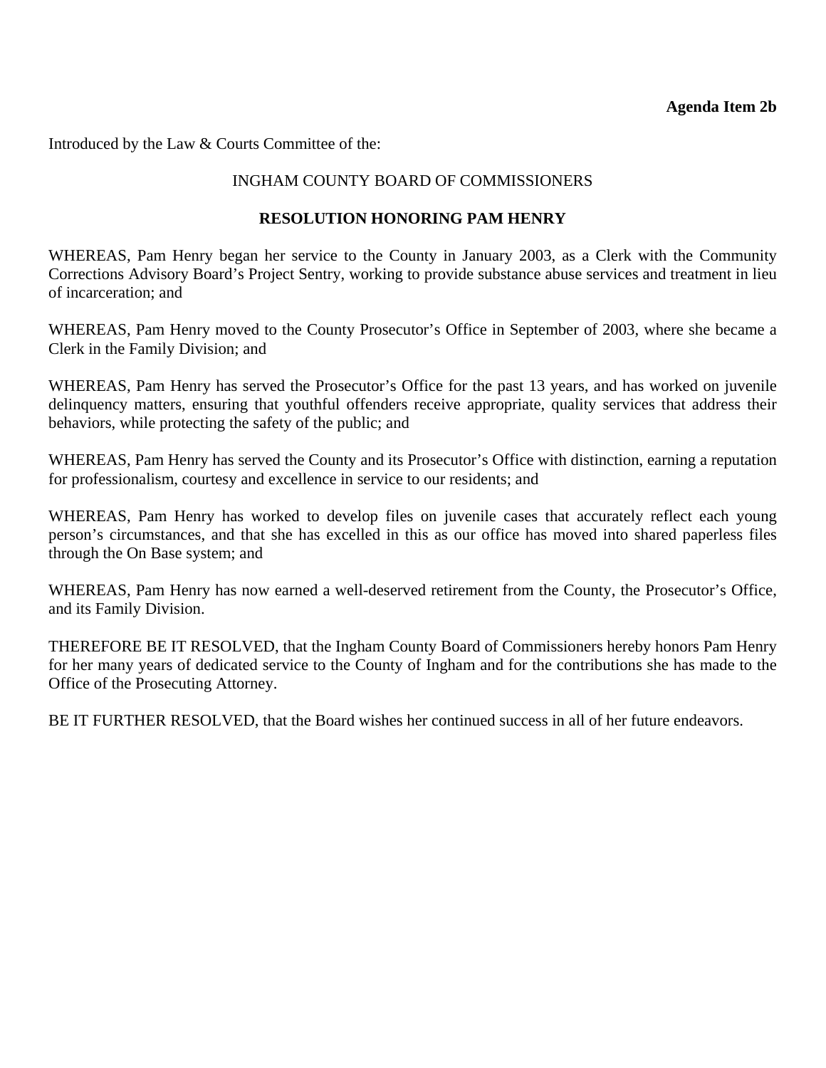**Agenda Item 2b**

Introduced by the Law & Courts Committee of the:

INGHAM COUNTY BOARD OF COMMISSIONERS

**RESOLUTION HONORING PAM HENRY**

WHEREAS, Pam Henry began her service to the County in January 2003, as a Clerk with the Community Corrections Advisory Board's Project Sentry, working to provide substance abuse services and treatment in lieu of incarceration; and

WHEREAS, Pam Henry moved to the County Prosecutor's Office in September of 2003, where she became a Clerk in the Family Division; and

WHEREAS, Pam Henry has served the Prosecutor's Office for the past 13 years, and has worked on juvenile delinquency matters, ensuring that youthful offenders receive appropriate, quality services that address their behaviors, while protecting the safety of the public; and

WHEREAS, Pam Henry has served the County and its Prosecutor's Office with distinction, earning a reputation for professionalism, courtesy and excellence in service to our residents; and

WHEREAS, Pam Henry has worked to develop files on juvenile cases that accurately reflect each young person's circumstances, and that she has excelled in this as our office has moved into shared paperless files through the On Base system; and

WHEREAS, Pam Henry has now earned a well-deserved retirement from the County, the Prosecutor's Office, and its Family Division.

THEREFORE BE IT RESOLVED, that the Ingham County Board of Commissioners hereby honors Pam Henry for her many years of dedicated service to the County of Ingham and for the contributions she has made to the Office of the Prosecuting Attorney.

BE IT FURTHER RESOLVED, that the Board wishes her continued success in all of her future endeavors.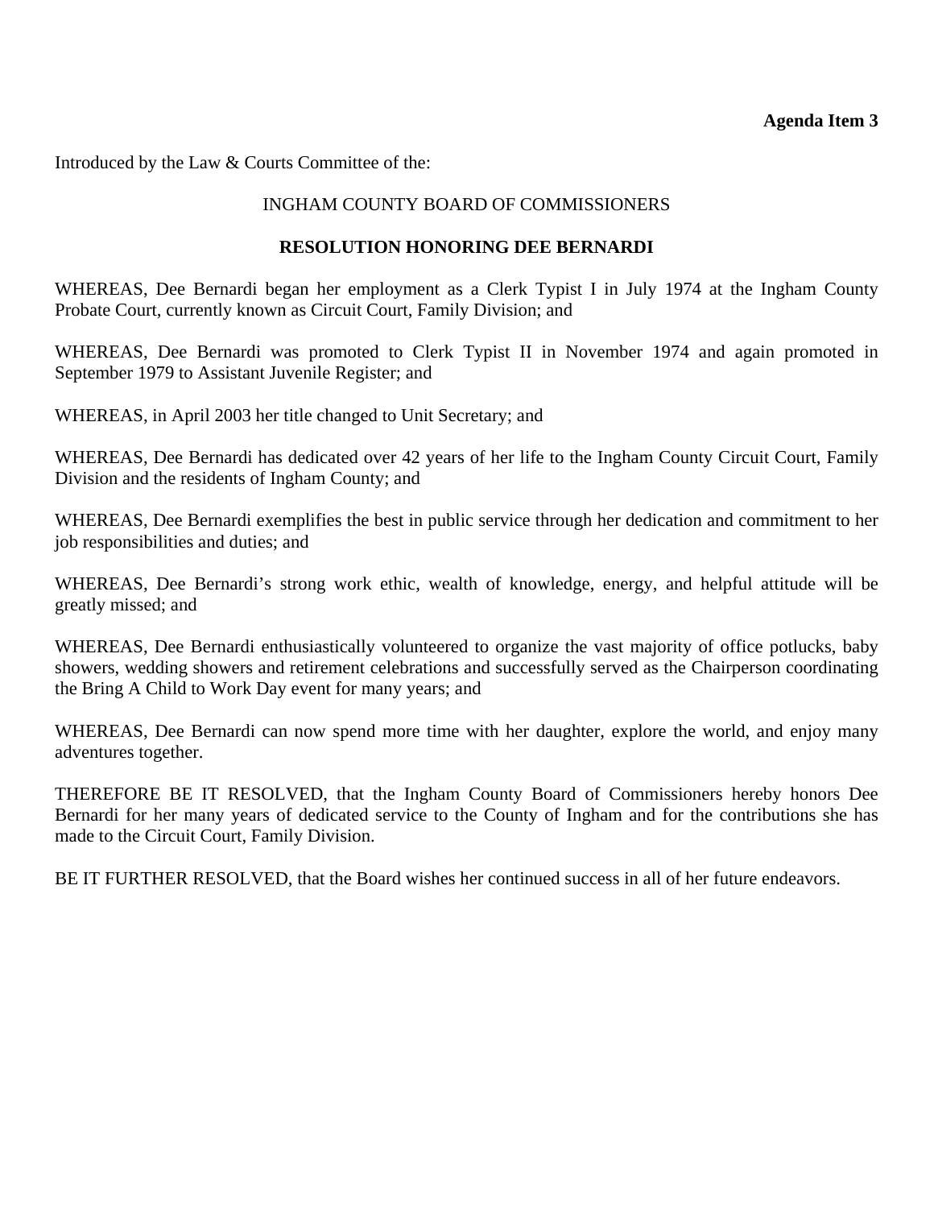**Agenda Item 3**

Introduced by the Law & Courts Committee of the:

INGHAM COUNTY BOARD OF COMMISSIONERS

**RESOLUTION HONORING DEE BERNARDI**

WHEREAS, Dee Bernardi began her employment as a Clerk Typist I in July 1974 at the Ingham County Probate Court, currently known as Circuit Court, Family Division; and

WHEREAS, Dee Bernardi was promoted to Clerk Typist II in November 1974 and again promoted in September 1979 to Assistant Juvenile Register; and

WHEREAS, in April 2003 her title changed to Unit Secretary; and

WHEREAS, Dee Bernardi has dedicated over 42 years of her life to the Ingham County Circuit Court, Family Division and the residents of Ingham County; and

WHEREAS, Dee Bernardi exemplifies the best in public service through her dedication and commitment to her job responsibilities and duties; and

WHEREAS, Dee Bernardi's strong work ethic, wealth of knowledge, energy, and helpful attitude will be greatly missed; and

WHEREAS, Dee Bernardi enthusiastically volunteered to organize the vast majority of office potlucks, baby showers, wedding showers and retirement celebrations and successfully served as the Chairperson coordinating the Bring A Child to Work Day event for many years; and

WHEREAS, Dee Bernardi can now spend more time with her daughter, explore the world, and enjoy many adventures together.

THEREFORE BE IT RESOLVED, that the Ingham County Board of Commissioners hereby honors Dee Bernardi for her many years of dedicated service to the County of Ingham and for the contributions she has made to the Circuit Court, Family Division.

BE IT FURTHER RESOLVED, that the Board wishes her continued success in all of her future endeavors.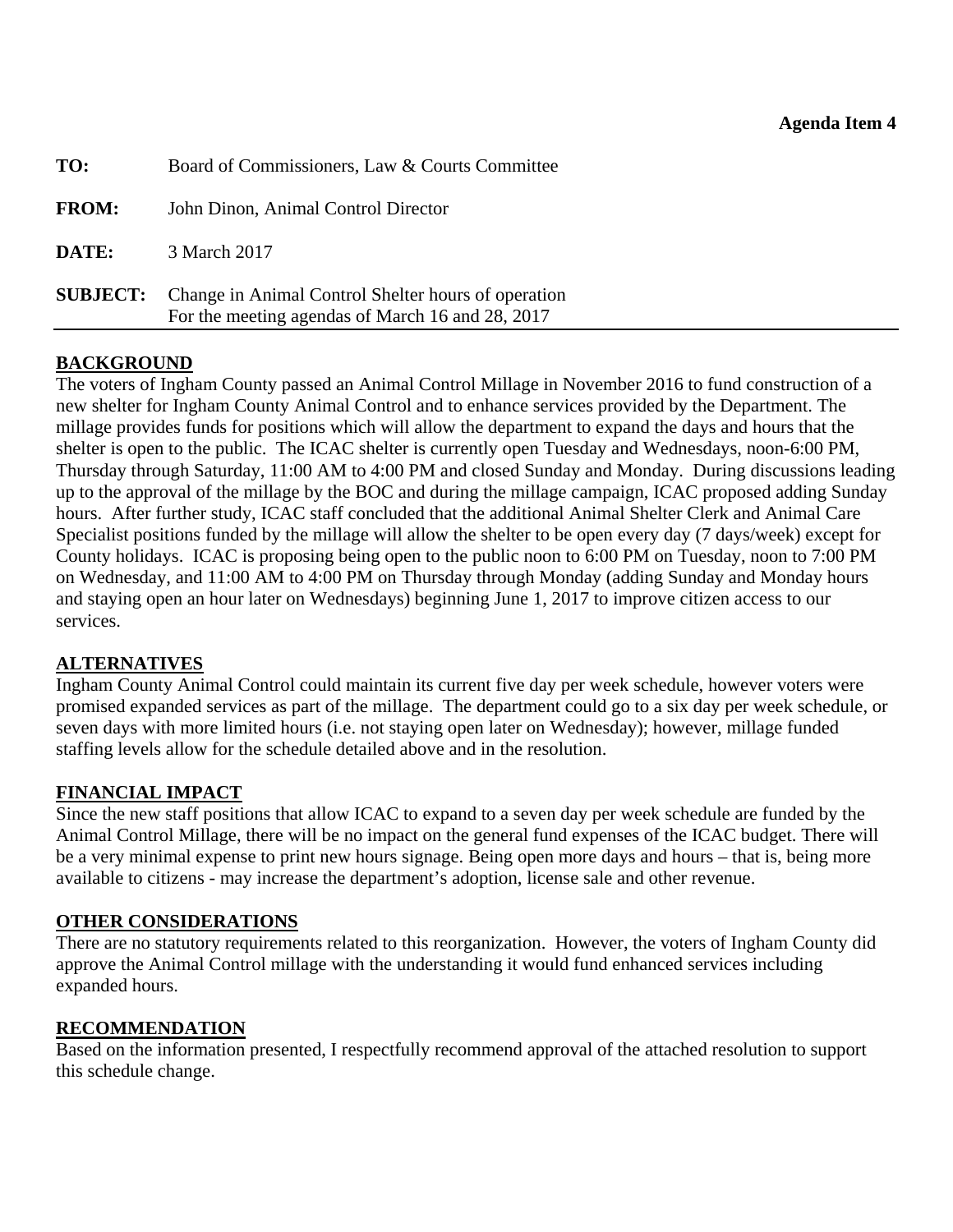**Agenda Item 4**

| | |
|---|---|
| **TO:** | Board of Commissioners, Law & Courts Committee |
| **FROM:** | John Dinon, Animal Control Director |
| **DATE:** | 3 March 2017 |
| **SUBJECT:** | Change in Animal Control Shelter hours of operation<br>For the meeting agendas of March 16 and 28, 2017 |

## BACKGROUND

The voters of Ingham County passed an Animal Control Millage in November 2016 to fund construction of a new shelter for Ingham County Animal Control and to enhance services provided by the Department. The millage provides funds for positions which will allow the department to expand the days and hours that the shelter is open to the public. The ICAC shelter is currently open Tuesday and Wednesdays, noon-6:00 PM, Thursday through Saturday, 11:00 AM to 4:00 PM and closed Sunday and Monday. During discussions leading up to the approval of the millage by the BOC and during the millage campaign, ICAC proposed adding Sunday hours. After further study, ICAC staff concluded that the additional Animal Shelter Clerk and Animal Care Specialist positions funded by the millage will allow the shelter to be open every day (7 days/week) except for County holidays. ICAC is proposing being open to the public noon to 6:00 PM on Tuesday, noon to 7:00 PM on Wednesday, and 11:00 AM to 4:00 PM on Thursday through Monday (adding Sunday and Monday hours and staying open an hour later on Wednesdays) beginning June 1, 2017 to improve citizen access to our services.

## ALTERNATIVES

Ingham County Animal Control could maintain its current five day per week schedule, however voters were promised expanded services as part of the millage. The department could go to a six day per week schedule, or seven days with more limited hours (i.e. not staying open later on Wednesday); however, millage funded staffing levels allow for the schedule detailed above and in the resolution.

## FINANCIAL IMPACT

Since the new staff positions that allow ICAC to expand to a seven day per week schedule are funded by the Animal Control Millage, there will be no impact on the general fund expenses of the ICAC budget. There will be a very minimal expense to print new hours signage. Being open more days and hours – that is, being more available to citizens - may increase the department's adoption, license sale and other revenue.

## OTHER CONSIDERATIONS

There are no statutory requirements related to this reorganization. However, the voters of Ingham County did approve the Animal Control millage with the understanding it would fund enhanced services including expanded hours.

## RECOMMENDATION

Based on the information presented, I respectfully recommend approval of the attached resolution to support this schedule change.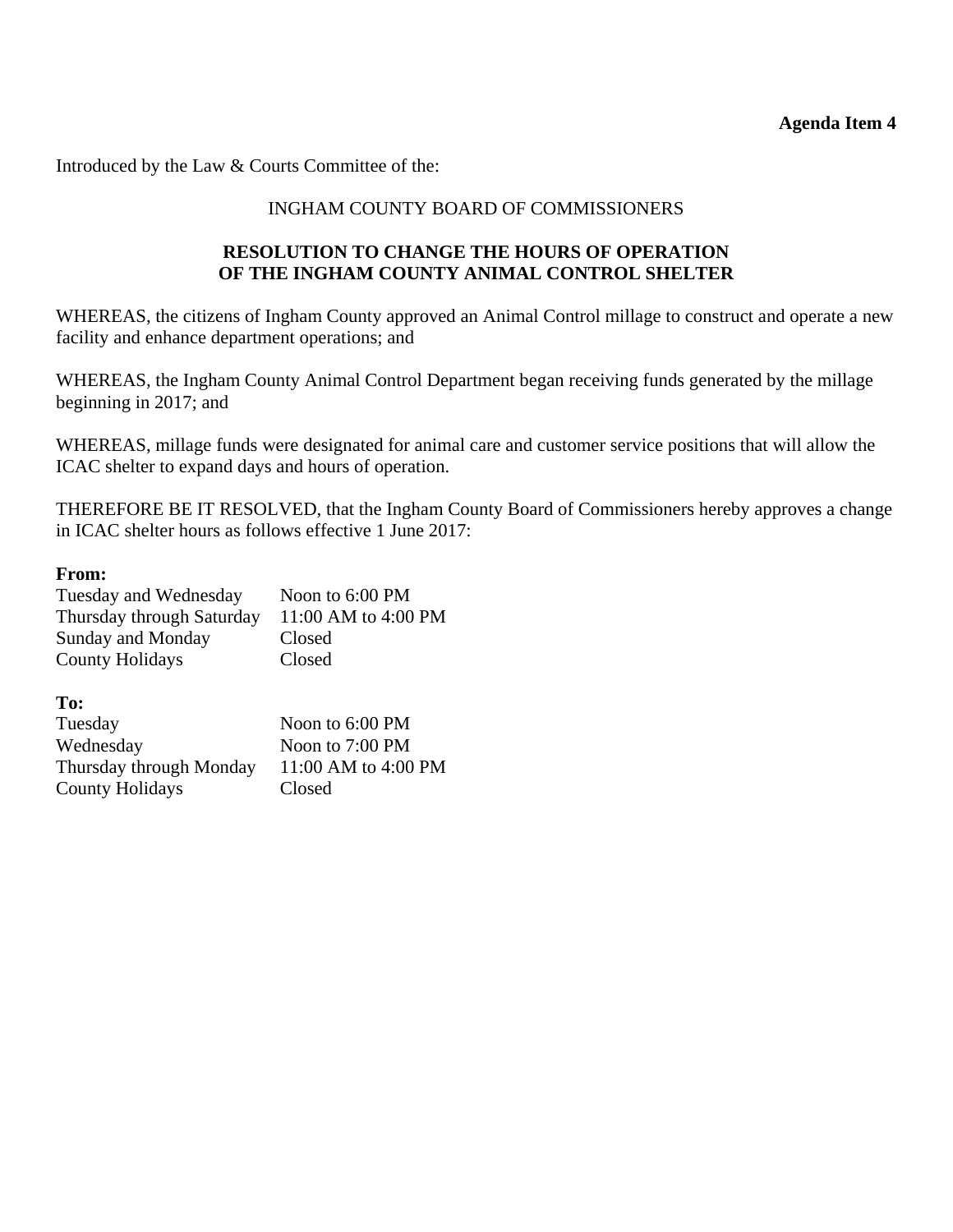**Agenda Item 4**

Introduced by the Law & Courts Committee of the:

INGHAM COUNTY BOARD OF COMMISSIONERS

**RESOLUTION TO CHANGE THE HOURS OF OPERATION OF THE INGHAM COUNTY ANIMAL CONTROL SHELTER**

WHEREAS, the citizens of Ingham County approved an Animal Control millage to construct and operate a new facility and enhance department operations; and

WHEREAS, the Ingham County Animal Control Department began receiving funds generated by the millage beginning in 2017; and

WHEREAS, millage funds were designated for animal care and customer service positions that will allow the ICAC shelter to expand days and hours of operation.

THEREFORE BE IT RESOLVED, that the Ingham County Board of Commissioners hereby approves a change in ICAC shelter hours as follows effective 1 June 2017:

**From:**

| | |
|---|---|
| Tuesday and Wednesday | Noon to 6:00 PM |
| Thursday through Saturday | 11:00 AM to 4:00 PM |
| Sunday and Monday | Closed |
| County Holidays | Closed |

**To:**

| | |
|---|---|
| Tuesday | Noon to 6:00 PM |
| Wednesday | Noon to 7:00 PM |
| Thursday through Monday | 11:00 AM to 4:00 PM |
| County Holidays | Closed |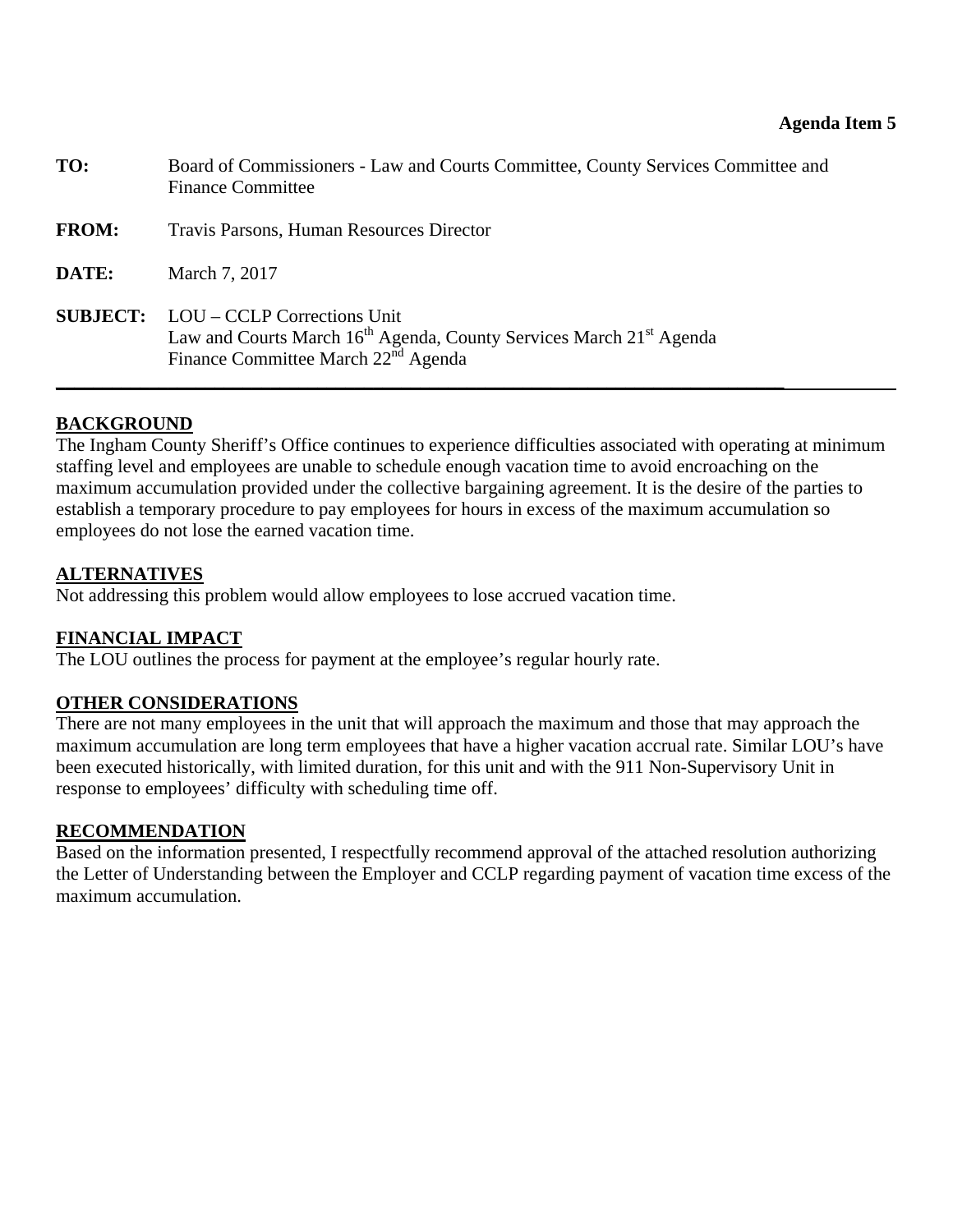**Agenda Item 5**

**TO:** Board of Commissioners - Law and Courts Committee, County Services Committee and Finance Committee

**FROM:** Travis Parsons, Human Resources Director

**DATE:** March 7, 2017

**SUBJECT:** LOU – CCLP Corrections Unit
Law and Courts March 16th Agenda, County Services March 21st Agenda
Finance Committee March 22nd Agenda

---

**BACKGROUND**

The Ingham County Sheriff's Office continues to experience difficulties associated with operating at minimum staffing level and employees are unable to schedule enough vacation time to avoid encroaching on the maximum accumulation provided under the collective bargaining agreement. It is the desire of the parties to establish a temporary procedure to pay employees for hours in excess of the maximum accumulation so employees do not lose the earned vacation time.

**ALTERNATIVES**

Not addressing this problem would allow employees to lose accrued vacation time.

**FINANCIAL IMPACT**

The LOU outlines the process for payment at the employee's regular hourly rate.

**OTHER CONSIDERATIONS**

There are not many employees in the unit that will approach the maximum and those that may approach the maximum accumulation are long term employees that have a higher vacation accrual rate. Similar LOU's have been executed historically, with limited duration, for this unit and with the 911 Non-Supervisory Unit in response to employees' difficulty with scheduling time off.

**RECOMMENDATION**

Based on the information presented, I respectfully recommend approval of the attached resolution authorizing the Letter of Understanding between the Employer and CCLP regarding payment of vacation time excess of the maximum accumulation.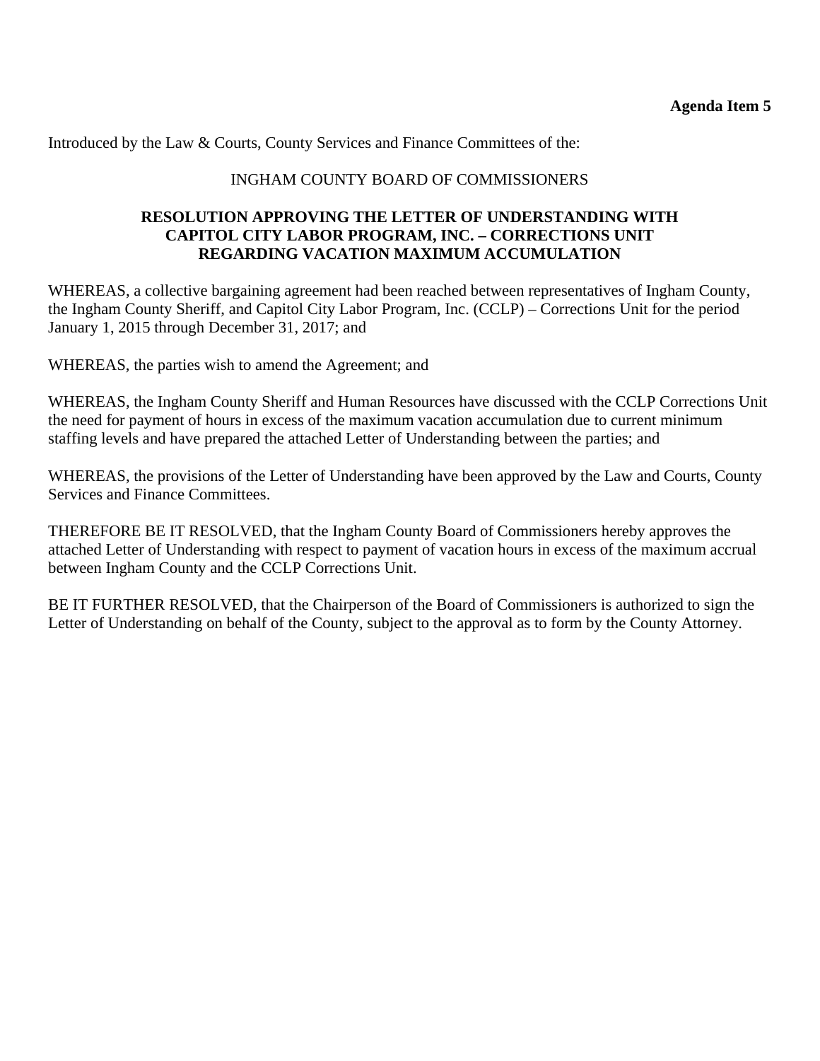**Agenda Item 5**

Introduced by the Law & Courts, County Services and Finance Committees of the:

INGHAM COUNTY BOARD OF COMMISSIONERS

**RESOLUTION APPROVING THE LETTER OF UNDERSTANDING WITH CAPITOL CITY LABOR PROGRAM, INC. – CORRECTIONS UNIT REGARDING VACATION MAXIMUM ACCUMULATION**

WHEREAS, a collective bargaining agreement had been reached between representatives of Ingham County, the Ingham County Sheriff, and Capitol City Labor Program, Inc. (CCLP) – Corrections Unit for the period January 1, 2015 through December 31, 2017; and

WHEREAS, the parties wish to amend the Agreement; and

WHEREAS, the Ingham County Sheriff and Human Resources have discussed with the CCLP Corrections Unit the need for payment of hours in excess of the maximum vacation accumulation due to current minimum staffing levels and have prepared the attached Letter of Understanding between the parties; and

WHEREAS, the provisions of the Letter of Understanding have been approved by the Law and Courts, County Services and Finance Committees.

THEREFORE BE IT RESOLVED, that the Ingham County Board of Commissioners hereby approves the attached Letter of Understanding with respect to payment of vacation hours in excess of the maximum accrual between Ingham County and the CCLP Corrections Unit.

BE IT FURTHER RESOLVED, that the Chairperson of the Board of Commissioners is authorized to sign the Letter of Understanding on behalf of the County, subject to the approval as to form by the County Attorney.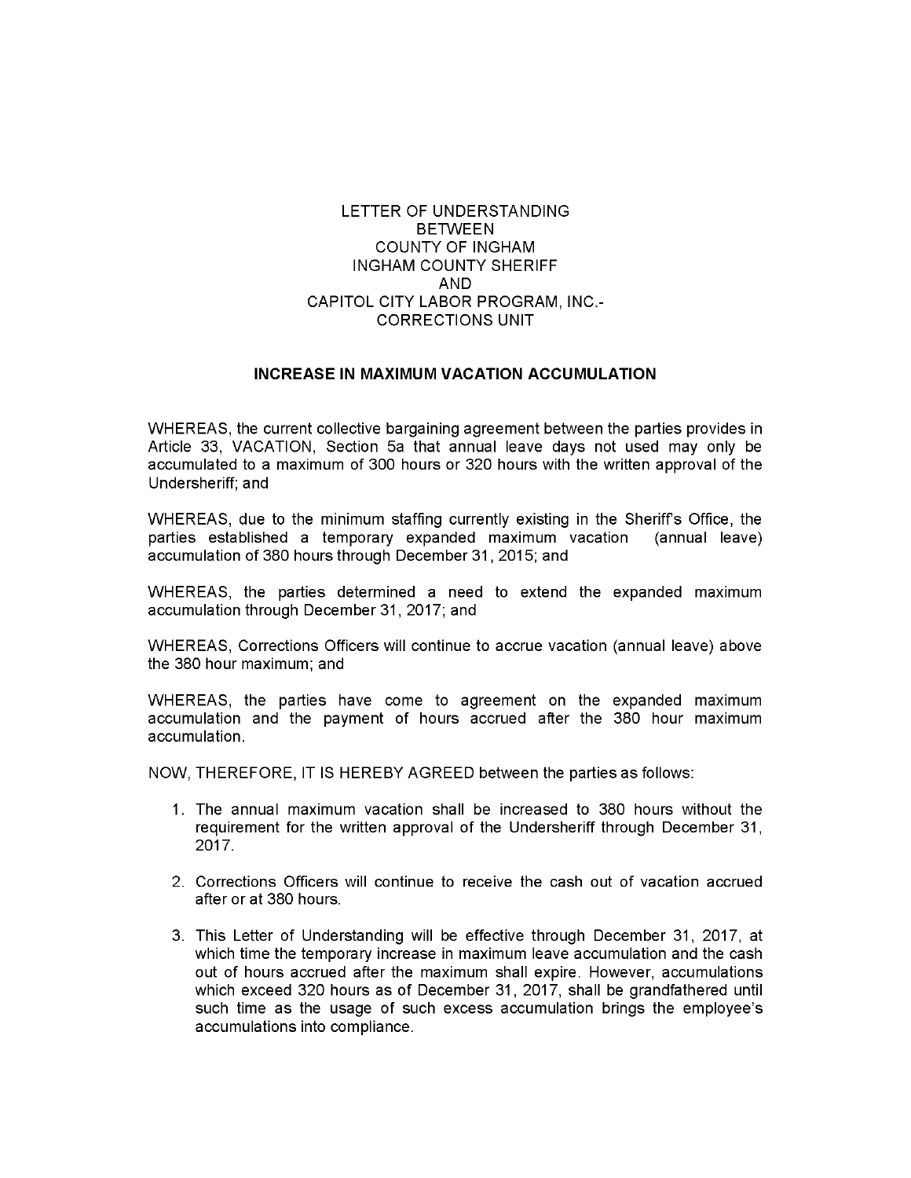LETTER OF UNDERSTANDING
BETWEEN
COUNTY OF INGHAM
INGHAM COUNTY SHERIFF
AND
CAPITOL CITY LABOR PROGRAM, INC.-
CORRECTIONS UNIT

**INCREASE IN MAXIMUM VACATION ACCUMULATION**

WHEREAS, the current collective bargaining agreement between the parties provides in Article 33, VACATION, Section 5a that annual leave days not used may only be accumulated to a maximum of 300 hours or 320 hours with the written approval of the Undersheriff; and

WHEREAS, due to the minimum staffing currently existing in the Sheriff's Office, the parties established a temporary expanded maximum vacation (annual leave) accumulation of 380 hours through December 31, 2015; and

WHEREAS, the parties determined a need to extend the expanded maximum accumulation through December 31, 2017; and

WHEREAS, Corrections Officers will continue to accrue vacation (annual leave) above the 380 hour maximum; and

WHEREAS, the parties have come to agreement on the expanded maximum accumulation and the payment of hours accrued after the 380 hour maximum accumulation.

NOW, THEREFORE, IT IS HEREBY AGREED between the parties as follows:

1. The annual maximum vacation shall be increased to 380 hours without the requirement for the written approval of the Undersheriff through December 31, 2017.

2. Corrections Officers will continue to receive the cash out of vacation accrued after or at 380 hours.

3. This Letter of Understanding will be effective through December 31, 2017, at which time the temporary increase in maximum leave accumulation and the cash out of hours accrued after the maximum shall expire. However, accumulations which exceed 320 hours as of December 31, 2017, shall be grandfathered until such time as the usage of such excess accumulation brings the employee's accumulations into compliance.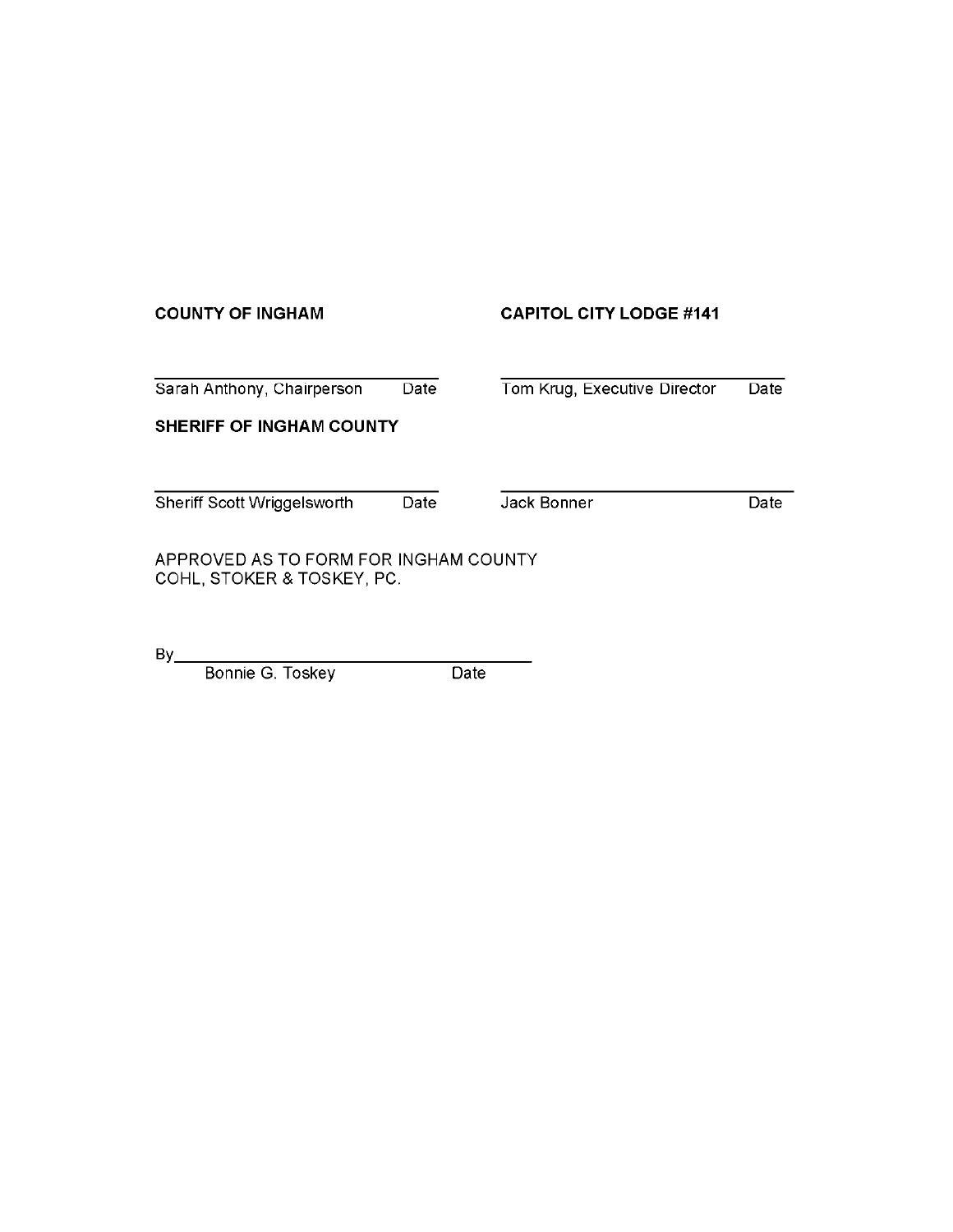**COUNTY OF INGHAM**

\_\_\_\_\_\_\_\_\_\_\_\_\_\_\_\_\_\_\_\_\_\_\_\_\_\_\_\_\_\_\_\_
Sarah Anthony, Chairperson Date

**SHERIFF OF INGHAM COUNTY**

\_\_\_\_\_\_\_\_\_\_\_\_\_\_\_\_\_\_\_\_\_\_\_\_\_\_\_\_\_\_\_\_
Sheriff Scott Wriggelsworth Date

**CAPITOL CITY LODGE #141**

\_\_\_\_\_\_\_\_\_\_\_\_\_\_\_\_\_\_\_\_\_\_\_\_\_\_\_\_\_\_\_\_
Tom Krug, Executive Director Date

\_\_\_\_\_\_\_\_\_\_\_\_\_\_\_\_\_\_\_\_\_\_\_\_\_\_\_\_\_\_\_\_
Jack Bonner Date

APPROVED AS TO FORM FOR INGHAM COUNTY
COHL, STOKER & TOSKEY, PC.

By\_\_\_\_\_\_\_\_\_\_\_\_\_\_\_\_\_\_\_\_\_\_\_\_\_\_\_\_\_\_\_\_\_\_\_\_
Bonnie G. Toskey Date